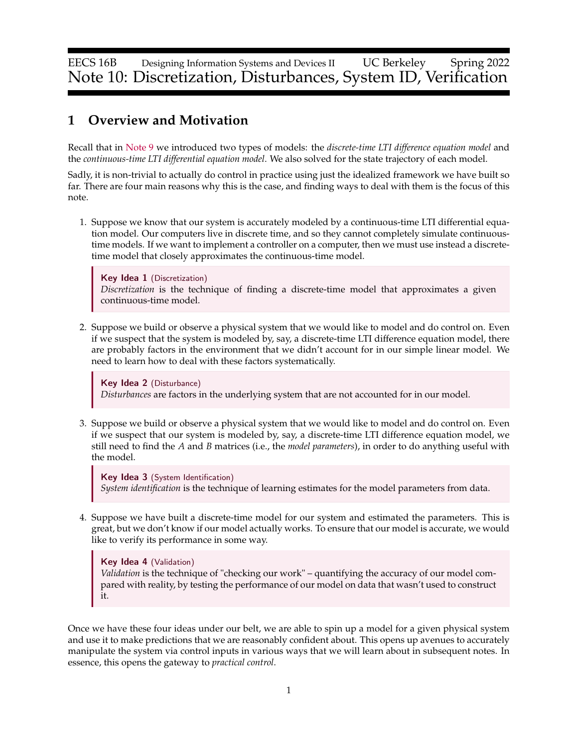EECS 16B Designing Information Systems and Devices II UC Berkeley Spring 2022

# Note 10: Discretization, Disturbances, System ID, Verification

## 1 Overview and Motivation

Recall that in Note 9 we introduced two types of models: the *discrete-time LTI difference equation model* and the *continuous-time LTI differential equation model*. We also solved for the state trajectory of each model.

Sadly, it is non-trivial to actually do control in practice using just the idealized framework we have built so far. There are four main reasons why this is the case, and finding ways to deal with them is the focus of this note.

1. Suppose we know that our system is accurately modeled by a continuous-time LTI differential equation model. Our computers live in discrete time, and so they cannot completely simulate continuous-time models. If we want to implement a controller on a computer, then we must use instead a discrete-time model that closely approximates the continuous-time model.

   > **Key Idea 1** (Discretization)
   > *Discretization* is the technique of finding a discrete-time model that approximates a given continuous-time model.

2. Suppose we build or observe a physical system that we would like to model and do control on. Even if we suspect that the system is modeled by, say, a discrete-time LTI difference equation model, there are probably factors in the environment that we didn't account for in our simple linear model. We need to learn how to deal with these factors systematically.

   > **Key Idea 2** (Disturbance)
   > *Disturbances* are factors in the underlying system that are not accounted for in our model.

3. Suppose we build or observe a physical system that we would like to model and do control on. Even if we suspect that our system is modeled by, say, a discrete-time LTI difference equation model, we still need to find the $A$ and $B$ matrices (i.e., the *model parameters*), in order to do anything useful with the model.

   > **Key Idea 3** (System Identification)
   > *System identification* is the technique of learning estimates for the model parameters from data.

4. Suppose we have built a discrete-time model for our system and estimated the parameters. This is great, but we don't know if our model actually works. To ensure that our model is accurate, we would like to verify its performance in some way.

   > **Key Idea 4** (Validation)
   > *Validation* is the technique of "checking our work" – quantifying the accuracy of our model compared with reality, by testing the performance of our model on data that wasn't used to construct it.

Once we have these four ideas under our belt, we are able to spin up a model for a given physical system and use it to make predictions that we are reasonably confident about. This opens up avenues to accurately manipulate the system via control inputs in various ways that we will learn about in subsequent notes. In essence, this opens the gateway to *practical control*.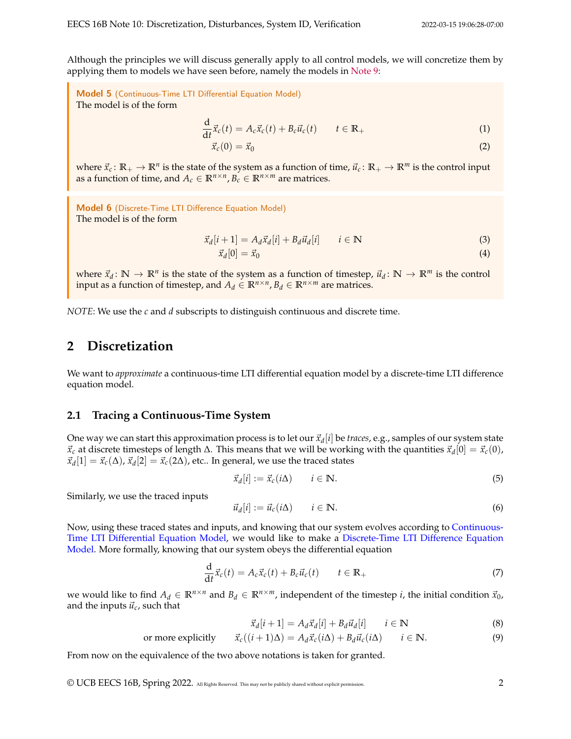Although the principles we will discuss generally apply to all control models, we will concretize them by applying them to models we have seen before, namely the models in Note 9:

> **Model 5** (Continuous-Time LTI Differential Equation Model)
> The model is of the form
>
> $$\frac{\mathrm{d}}{\mathrm{d}t}\vec{x}_c(t) = A_c\vec{x}_c(t) + B_c\vec{u}_c(t) \qquad t \in \mathbb{R}_+ \tag{1}$$
>
> $$\vec{x}_c(0) = \vec{x}_0 \tag{2}$$
>
> where $\vec{x}_c \colon \mathbb{R}_+ \to \mathbb{R}^n$ is the state of the system as a function of time, $\vec{u}_c \colon \mathbb{R}_+ \to \mathbb{R}^m$ is the control input as a function of time, and $A_c \in \mathbb{R}^{n\times n}$, $B_c \in \mathbb{R}^{n\times m}$ are matrices.

> **Model 6** (Discrete-Time LTI Difference Equation Model)
> The model is of the form
>
> $$\vec{x}_d[i+1] = A_d\vec{x}_d[i] + B_d\vec{u}_d[i] \qquad i \in \mathbb{N} \tag{3}$$
>
> $$\vec{x}_d[0] = \vec{x}_0 \tag{4}$$
>
> where $\vec{x}_d \colon \mathbb{N} \to \mathbb{R}^n$ is the state of the system as a function of timestep, $\vec{u}_d \colon \mathbb{N} \to \mathbb{R}^m$ is the control input as a function of timestep, and $A_d \in \mathbb{R}^{n\times n}$, $B_d \in \mathbb{R}^{n\times m}$ are matrices.

*NOTE*: We use the $c$ and $d$ subscripts to distinguish continuous and discrete time.

## 2 Discretization

We want to *approximate* a continuous-time LTI differential equation model by a discrete-time LTI difference equation model.

### 2.1 Tracing a Continuous-Time System

One way we can start this approximation process is to let our $\vec{x}_d[i]$ be *traces*, e.g., samples of our system state $\vec{x}_c$ at discrete timesteps of length $\Delta$. This means that we will be working with the quantities $\vec{x}_d[0] = \vec{x}_c(0)$, $\vec{x}_d[1] = \vec{x}_c(\Delta)$, $\vec{x}_d[2] = \vec{x}_c(2\Delta)$, etc.. In general, we use the traced states

$$\vec{x}_d[i] := \vec{x}_c(i\Delta) \qquad i \in \mathbb{N}. \tag{5}$$

Similarly, we use the traced inputs

$$\vec{u}_d[i] := \vec{u}_c(i\Delta) \qquad i \in \mathbb{N}. \tag{6}$$

Now, using these traced states and inputs, and knowing that our system evolves according to Continuous-Time LTI Differential Equation Model, we would like to make a Discrete-Time LTI Difference Equation Model. More formally, knowing that our system obeys the differential equation

$$\frac{\mathrm{d}}{\mathrm{d}t}\vec{x}_c(t) = A_c\vec{x}_c(t) + B_c\vec{u}_c(t) \qquad t \in \mathbb{R}_+ \tag{7}$$

we would like to find $A_d \in \mathbb{R}^{n\times n}$ and $B_d \in \mathbb{R}^{n\times m}$, independent of the timestep $i$, the initial condition $\vec{x}_0$, and the inputs $\vec{u}_c$, such that

$$\vec{x}_d[i+1] = A_d\vec{x}_d[i] + B_d\vec{u}_d[i] \qquad i \in \mathbb{N} \tag{8}$$

$$\text{or more explicitly} \qquad \vec{x}_c((i+1)\Delta) = A_d\vec{x}_c(i\Delta) + B_d\vec{u}_c(i\Delta) \qquad i \in \mathbb{N}. \tag{9}$$

From now on the equivalence of the two above notations is taken for granted.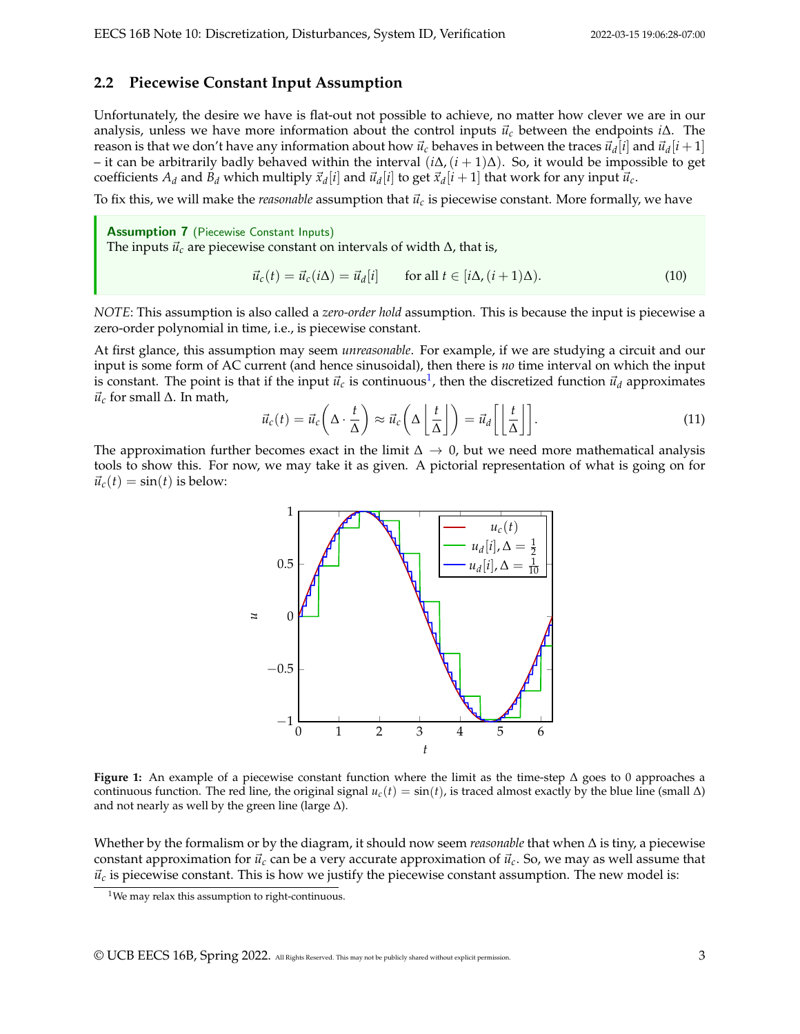## 2.2 Piecewise Constant Input Assumption

Unfortunately, the desire we have is flat-out not possible to achieve, no matter how clever we are in our analysis, unless we have more information about the control inputs $\vec{u}_c$ between the endpoints $i\Delta$. The reason is that we don't have any information about how $\vec{u}_c$ behaves in between the traces $\vec{u}_d[i]$ and $\vec{u}_d[i+1]$ – it can be arbitrarily badly behaved within the interval $(i\Delta, (i+1)\Delta)$. So, it would be impossible to get coefficients $A_d$ and $B_d$ which multiply $\vec{x}_d[i]$ and $\vec{u}_d[i]$ to get $\vec{x}_d[i+1]$ that work for any input $\vec{u}_c$.

To fix this, we will make the *reasonable* assumption that $\vec{u}_c$ is piecewise constant. More formally, we have

> **Assumption 7** (Piecewise Constant Inputs)
> The inputs $\vec{u}_c$ are piecewise constant on intervals of width $\Delta$, that is,
>
> $$\vec{u}_c(t) = \vec{u}_c(i\Delta) = \vec{u}_d[i] \qquad \text{for all } t \in [i\Delta, (i+1)\Delta). \tag{10}$$

*NOTE*: This assumption is also called a *zero-order hold* assumption. This is because the input is piecewise a zero-order polynomial in time, i.e., is piecewise constant.

At first glance, this assumption may seem *unreasonable*. For example, if we are studying a circuit and our input is some form of AC current (and hence sinusoidal), then there is *no* time interval on which the input is constant. The point is that if the input $\vec{u}_c$ is continuous[1], then the discretized function $\vec{u}_d$ approximates $\vec{u}_c$ for small $\Delta$. In math,

$$\vec{u}_c(t) = \vec{u}_c\left(\Delta \cdot \frac{t}{\Delta}\right) \approx \vec{u}_c\left(\Delta \left\lfloor \frac{t}{\Delta} \right\rfloor\right) = \vec{u}_d\left[\left\lfloor \frac{t}{\Delta} \right\rfloor\right]. \tag{11}$$

The approximation further becomes exact in the limit $\Delta \to 0$, but we need more mathematical analysis tools to show this. For now, we may take it as given. A pictorial representation of what is going on for $\vec{u}_c(t) = \sin(t)$ is below:

**Figure 1:** An example of a piecewise constant function where the limit as the time-step $\Delta$ goes to 0 approaches a continuous function. The red line, the original signal $u_c(t) = \sin(t)$, is traced almost exactly by the blue line (small $\Delta$) and not nearly as well by the green line (large $\Delta$).

Whether by the formalism or by the diagram, it should now seem *reasonable* that when $\Delta$ is tiny, a piecewise constant approximation for $\vec{u}_c$ can be a very accurate approximation of $\vec{u}_c$. So, we may as well assume that $\vec{u}_c$ is piecewise constant. This is how we justify the piecewise constant assumption. The new model is:

[1] We may relax this assumption to right-continuous.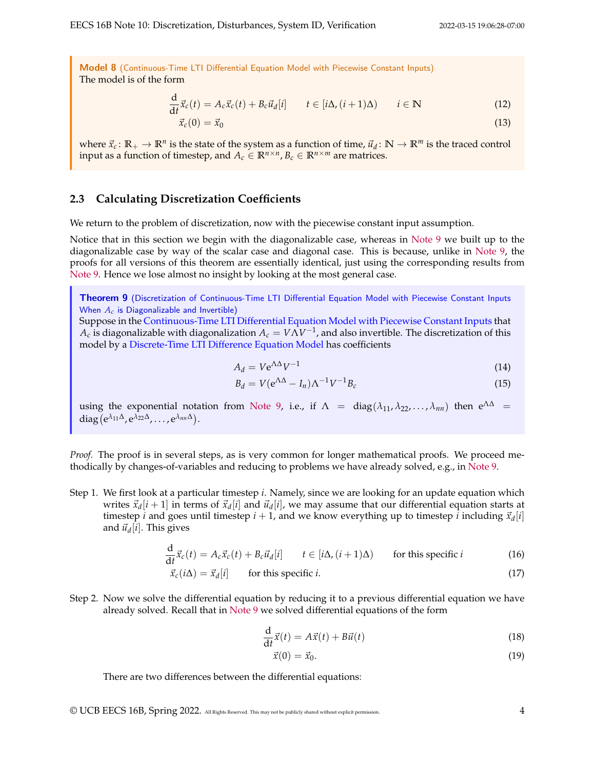**Model 8** (Continuous-Time LTI Differential Equation Model with Piecewise Constant Inputs)
The model is of the form

$$\frac{\mathrm{d}}{\mathrm{d}t}\vec{x}_c(t) = A_c\vec{x}_c(t) + B_c\vec{u}_d[i] \qquad t \in [i\Delta, (i+1)\Delta) \qquad i \in \mathbb{N} \tag{12}$$

$$\vec{x}_c(0) = \vec{x}_0 \tag{13}$$

where $\vec{x}_c \colon \mathbb{R}_+ \to \mathbb{R}^n$ is the state of the system as a function of time, $\vec{u}_d \colon \mathbb{N} \to \mathbb{R}^m$ is the traced control input as a function of timestep, and $A_c \in \mathbb{R}^{n\times n}$, $B_c \in \mathbb{R}^{n\times m}$ are matrices.

## 2.3 Calculating Discretization Coefficients

We return to the problem of discretization, now with the piecewise constant input assumption.

Notice that in this section we begin with the diagonalizable case, whereas in Note 9 we built up to the diagonalizable case by way of the scalar case and diagonal case. This is because, unlike in Note 9, the proofs for all versions of this theorem are essentially identical, just using the corresponding results from Note 9. Hence we lose almost no insight by looking at the most general case.

**Theorem 9** (Discretization of Continuous-Time LTI Differential Equation Model with Piecewise Constant Inputs When $A_c$ is Diagonalizable and Invertible)
Suppose in the Continuous-Time LTI Differential Equation Model with Piecewise Constant Inputs that $A_c$ is diagonalizable with diagonalization $A_c = V\Lambda V^{-1}$, and also invertible. The discretization of this model by a Discrete-Time LTI Difference Equation Model has coefficients

$$A_d = V\mathrm{e}^{\Lambda\Delta}V^{-1} \tag{14}$$

$$B_d = V(\mathrm{e}^{\Lambda\Delta} - I_n)\Lambda^{-1}V^{-1}B_c \tag{15}$$

using the exponential notation from Note 9, i.e., if $\Lambda = \operatorname{diag}(\lambda_{11}, \lambda_{22}, \ldots, \lambda_{nn})$ then $\mathrm{e}^{\Lambda\Delta} = \operatorname{diag}(\mathrm{e}^{\lambda_{11}\Delta}, \mathrm{e}^{\lambda_{22}\Delta}, \ldots, \mathrm{e}^{\lambda_{nn}\Delta})$.

*Proof.* The proof is in several steps, as is very common for longer mathematical proofs. We proceed methodically by changes-of-variables and reducing to problems we have already solved, e.g., in Note 9.

Step 1. We first look at a particular timestep $i$. Namely, since we are looking for an update equation which writes $\vec{x}_d[i+1]$ in terms of $\vec{x}_d[i]$ and $\vec{u}_d[i]$, we may assume that our differential equation starts at timestep $i$ and goes until timestep $i+1$, and we know everything up to timestep $i$ including $\vec{x}_d[i]$ and $\vec{u}_d[i]$. This gives

$$\frac{\mathrm{d}}{\mathrm{d}t}\vec{x}_c(t) = A_c\vec{x}_c(t) + B_c\vec{u}_d[i] \qquad t \in [i\Delta, (i+1)\Delta) \qquad \text{for this specific } i \tag{16}$$

$$\vec{x}_c(i\Delta) = \vec{x}_d[i] \qquad \text{for this specific } i. \tag{17}$$

Step 2. Now we solve the differential equation by reducing it to a previous differential equation we have already solved. Recall that in Note 9 we solved differential equations of the form

$$\frac{\mathrm{d}}{\mathrm{d}t}\vec{x}(t) = A\vec{x}(t) + B\vec{u}(t) \tag{18}$$

$$\vec{x}(0) = \vec{x}_0. \tag{19}$$

There are two differences between the differential equations: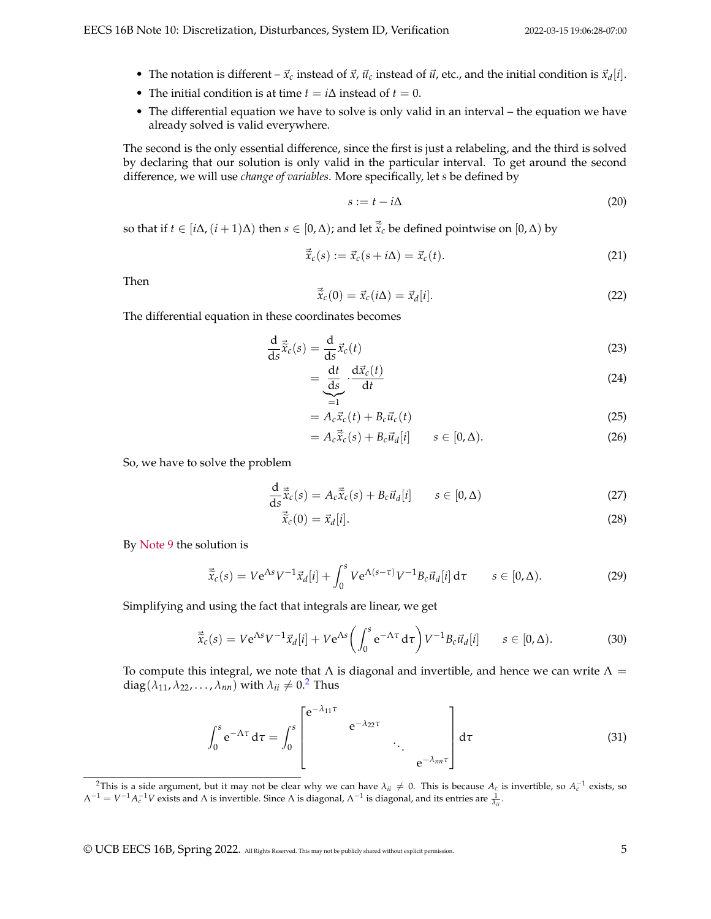- The notation is different – $\vec{x}_c$ instead of $\vec{x}$, $\vec{u}_c$ instead of $\vec{u}$, etc., and the initial condition is $\vec{x}_d[i]$.
- The initial condition is at time $t = i\Delta$ instead of $t = 0$.
- The differential equation we have to solve is only valid in an interval – the equation we have already solved is valid everywhere.

The second is the only essential difference, since the first is just a relabeling, and the third is solved by declaring that our solution is only valid in the particular interval. To get around the second difference, we will use *change of variables*. More specifically, let $s$ be defined by

$$s := t - i\Delta \tag{20}$$

so that if $t \in [i\Delta, (i+1)\Delta)$ then $s \in [0, \Delta)$; and let $\tilde{\vec{x}}_c$ be defined pointwise on $[0, \Delta)$ by

$$\tilde{\vec{x}}_c(s) := \vec{x}_c(s + i\Delta) = \vec{x}_c(t). \tag{21}$$

Then

$$\tilde{\vec{x}}_c(0) = \vec{x}_c(i\Delta) = \vec{x}_d[i]. \tag{22}$$

The differential equation in these coordinates becomes

$$\frac{\mathrm{d}}{\mathrm{d}s}\tilde{\vec{x}}_c(s) = \frac{\mathrm{d}}{\mathrm{d}s}\vec{x}_c(t) \tag{23}$$

$$= \underbrace{\frac{\mathrm{d}t}{\mathrm{d}s}}_{=1} \cdot \frac{\mathrm{d}\vec{x}_c(t)}{\mathrm{d}t} \tag{24}$$

$$= A_c\vec{x}_c(t) + B_c\vec{u}_c(t) \tag{25}$$

$$= A_c\tilde{\vec{x}}_c(s) + B_c\vec{u}_d[i] \qquad s \in [0, \Delta). \tag{26}$$

So, we have to solve the problem

$$\frac{\mathrm{d}}{\mathrm{d}s}\tilde{\vec{x}}_c(s) = A_c\tilde{\vec{x}}_c(s) + B_c\vec{u}_d[i] \qquad s \in [0, \Delta) \tag{27}$$

$$\tilde{\vec{x}}_c(0) = \vec{x}_d[i]. \tag{28}$$

By Note 9 the solution is

$$\tilde{\vec{x}}_c(s) = V\mathrm{e}^{\Lambda s}V^{-1}\vec{x}_d[i] + \int_0^s V\mathrm{e}^{\Lambda(s-\tau)}V^{-1}B_c\vec{u}_d[i]\,\mathrm{d}\tau \qquad s \in [0, \Delta). \tag{29}$$

Simplifying and using the fact that integrals are linear, we get

$$\tilde{\vec{x}}_c(s) = V\mathrm{e}^{\Lambda s}V^{-1}\vec{x}_d[i] + V\mathrm{e}^{\Lambda s}\left(\int_0^s \mathrm{e}^{-\Lambda\tau}\,\mathrm{d}\tau\right)V^{-1}B_c\vec{u}_d[i] \qquad s \in [0, \Delta). \tag{30}$$

To compute this integral, we note that $\Lambda$ is diagonal and invertible, and hence we can write $\Lambda = \mathrm{diag}(\lambda_{11}, \lambda_{22}, \ldots, \lambda_{nn})$ with $\lambda_{ii} \neq 0$.[2] Thus

$$\int_0^s \mathrm{e}^{-\Lambda\tau}\,\mathrm{d}\tau = \int_0^s \begin{bmatrix} \mathrm{e}^{-\lambda_{11}\tau} & & & \\ & \mathrm{e}^{-\lambda_{22}\tau} & & \\ & & \ddots & \\ & & & \mathrm{e}^{-\lambda_{nn}\tau} \end{bmatrix} \mathrm{d}\tau \tag{31}$$

[2] This is a side argument, but it may not be clear why we can have $\lambda_{ii} \neq 0$. This is because $A_c$ is invertible, so $A_c^{-1}$ exists, so $\Lambda^{-1} = V^{-1}A_c^{-1}V$ exists and $\Lambda$ is invertible. Since $\Lambda$ is diagonal, $\Lambda^{-1}$ is diagonal, and its entries are $\frac{1}{\lambda_{ii}}$.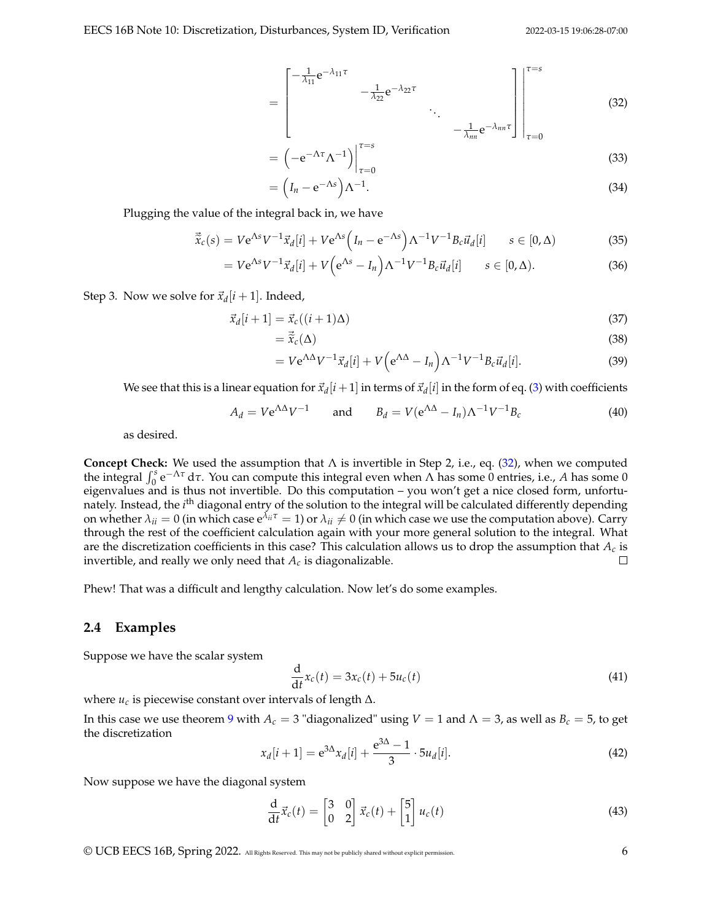$$= \begin{bmatrix} -\frac{1}{\lambda_{11}}e^{-\lambda_{11}\tau} & & & \\ & -\frac{1}{\lambda_{22}}e^{-\lambda_{22}\tau} & & \\ & & \ddots & \\ & & & -\frac{1}{\lambda_{nn}}e^{-\lambda_{nn}\tau} \end{bmatrix} \Bigg|_{\tau=0}^{\tau=s} \tag{32}$$

$$= \left(-e^{-\Lambda\tau}\Lambda^{-1}\right)\Big|_{\tau=0}^{\tau=s} \tag{33}$$

$$= \left(I_n - e^{-\Lambda s}\right)\Lambda^{-1}. \tag{34}$$

Plugging the value of the integral back in, we have

$$\vec{\tilde{x}}_c(s) = Ve^{\Lambda s}V^{-1}\vec{x}_d[i] + Ve^{\Lambda s}\left(I_n - e^{-\Lambda s}\right)\Lambda^{-1}V^{-1}B_c\vec{u}_d[i] \qquad s \in [0, \Delta) \tag{35}$$

$$= Ve^{\Lambda s}V^{-1}\vec{x}_d[i] + V\left(e^{\Lambda s} - I_n\right)\Lambda^{-1}V^{-1}B_c\vec{u}_d[i] \qquad s \in [0, \Delta). \tag{36}$$

Step 3. Now we solve for $\vec{x}_d[i+1]$. Indeed,

$$\vec{x}_d[i+1] = \vec{x}_c((i+1)\Delta) \tag{37}$$

$$= \vec{\tilde{x}}_c(\Delta) \tag{38}$$

$$= Ve^{\Lambda\Delta}V^{-1}\vec{x}_d[i] + V\left(e^{\Lambda\Delta} - I_n\right)\Lambda^{-1}V^{-1}B_c\vec{u}_d[i]. \tag{39}$$

We see that this is a linear equation for $\vec{x}_d[i+1]$ in terms of $\vec{x}_d[i]$ in the form of eq. (3) with coefficients

$$A_d = Ve^{\Lambda\Delta}V^{-1} \qquad \text{and} \qquad B_d = V(e^{\Lambda\Delta} - I_n)\Lambda^{-1}V^{-1}B_c \tag{40}$$

as desired.

**Concept Check:** We used the assumption that $\Lambda$ is invertible in Step 2, i.e., eq. (32), when we computed the integral $\int_0^s e^{-\Lambda\tau}\,d\tau$. You can compute this integral even when $\Lambda$ has some 0 entries, i.e., $A$ has some 0 eigenvalues and is thus not invertible. Do this computation – you won't get a nice closed form, unfortunately. Instead, the $i^{\text{th}}$ diagonal entry of the solution to the integral will be calculated differently depending on whether $\lambda_{ii} = 0$ (in which case $e^{\lambda_{ii}\tau} = 1$) or $\lambda_{ii} \neq 0$ (in which case we use the computation above). Carry through the rest of the coefficient calculation again with your more general solution to the integral. What are the discretization coefficients in this case? This calculation allows us to drop the assumption that $A_c$ is invertible, and really we only need that $A_c$ is diagonalizable. □

Phew! That was a difficult and lengthy calculation. Now let's do some examples.

## 2.4 Examples

Suppose we have the scalar system

$$\frac{d}{dt}x_c(t) = 3x_c(t) + 5u_c(t) \tag{41}$$

where $u_c$ is piecewise constant over intervals of length $\Delta$.

In this case we use theorem 9 with $A_c = 3$ "diagonalized" using $V = 1$ and $\Lambda = 3$, as well as $B_c = 5$, to get the discretization

$$x_d[i+1] = e^{3\Delta}x_d[i] + \frac{e^{3\Delta} - 1}{3} \cdot 5u_d[i]. \tag{42}$$

Now suppose we have the diagonal system

$$\frac{d}{dt}\vec{x}_c(t) = \begin{bmatrix} 3 & 0 \\ 0 & 2 \end{bmatrix}\vec{x}_c(t) + \begin{bmatrix} 5 \\ 1 \end{bmatrix}u_c(t) \tag{43}$$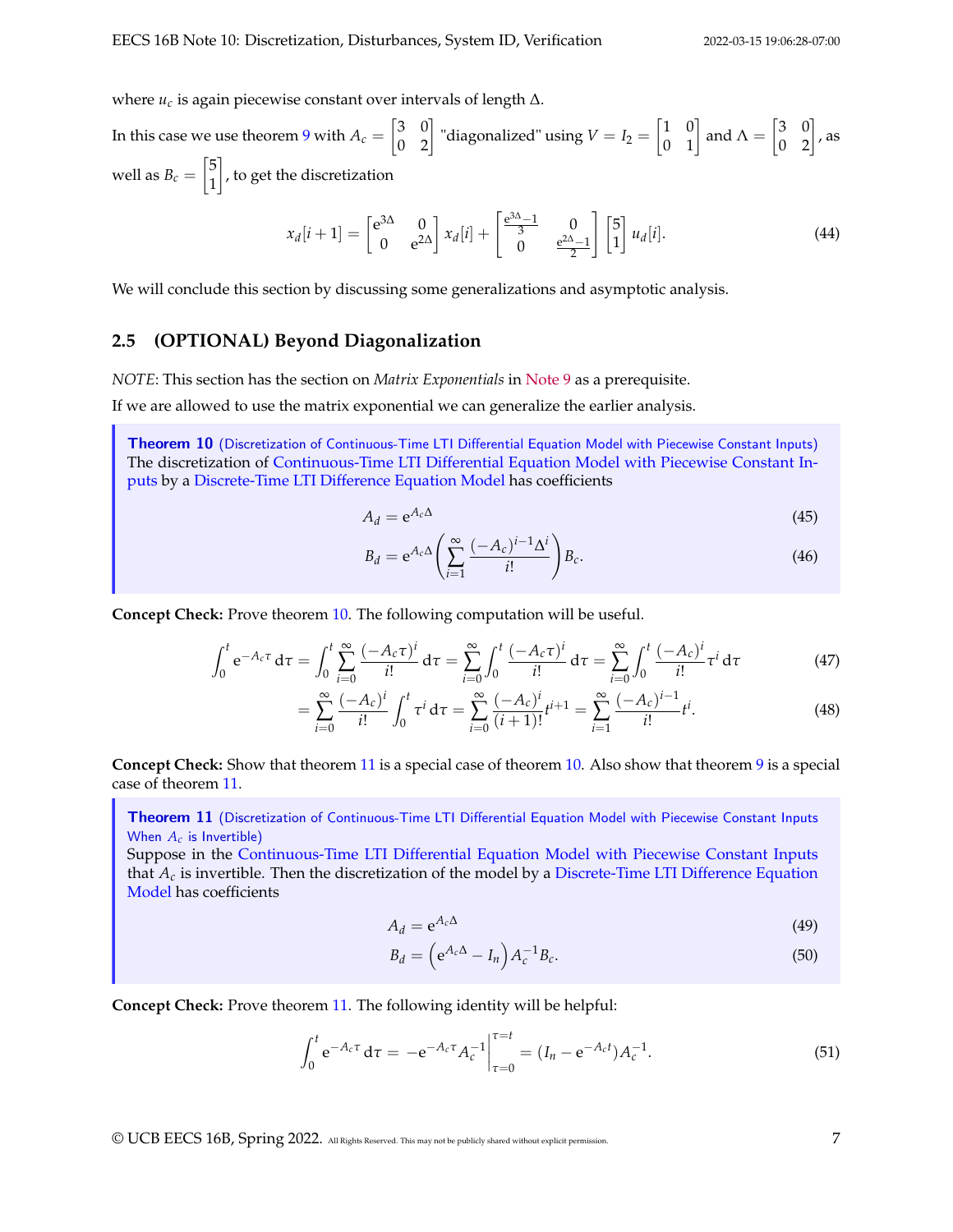where $u_c$ is again piecewise constant over intervals of length $\Delta$.

In this case we use theorem 9 with $A_c = \begin{bmatrix} 3 & 0 \\ 0 & 2 \end{bmatrix}$ "diagonalized" using $V = I_2 = \begin{bmatrix} 1 & 0 \\ 0 & 1 \end{bmatrix}$ and $\Lambda = \begin{bmatrix} 3 & 0 \\ 0 & 2 \end{bmatrix}$, as well as $B_c = \begin{bmatrix} 5 \\ 1 \end{bmatrix}$, to get the discretization

$$x_d[i+1] = \begin{bmatrix} e^{3\Delta} & 0 \\ 0 & e^{2\Delta} \end{bmatrix} x_d[i] + \begin{bmatrix} \frac{e^{3\Delta}-1}{3} & 0 \\ 0 & \frac{e^{2\Delta}-1}{2} \end{bmatrix} \begin{bmatrix} 5 \\ 1 \end{bmatrix} u_d[i]. \tag{44}$$

We will conclude this section by discussing some generalizations and asymptotic analysis.

## 2.5 (OPTIONAL) Beyond Diagonalization

*NOTE*: This section has the section on *Matrix Exponentials* in Note 9 as a prerequisite.

If we are allowed to use the matrix exponential we can generalize the earlier analysis.

> **Theorem 10** (Discretization of Continuous-Time LTI Differential Equation Model with Piecewise Constant Inputs)
> The discretization of Continuous-Time LTI Differential Equation Model with Piecewise Constant Inputs by a Discrete-Time LTI Difference Equation Model has coefficients
>
> $$A_d = e^{A_c \Delta} \tag{45}$$
> $$B_d = e^{A_c \Delta} \left( \sum_{i=1}^{\infty} \frac{(-A_c)^{i-1} \Delta^i}{i!} \right) B_c. \tag{46}$$

**Concept Check:** Prove theorem 10. The following computation will be useful.

$$\int_0^t e^{-A_c \tau} \, d\tau = \int_0^t \sum_{i=0}^{\infty} \frac{(-A_c \tau)^i}{i!} \, d\tau = \sum_{i=0}^{\infty} \int_0^t \frac{(-A_c \tau)^i}{i!} \, d\tau = \sum_{i=0}^{\infty} \int_0^t \frac{(-A_c)^i}{i!} \tau^i \, d\tau \tag{47}$$

$$= \sum_{i=0}^{\infty} \frac{(-A_c)^i}{i!} \int_0^t \tau^i \, d\tau = \sum_{i=0}^{\infty} \frac{(-A_c)^i}{(i+1)!} t^{i+1} = \sum_{i=1}^{\infty} \frac{(-A_c)^{i-1}}{i!} t^i. \tag{48}$$

**Concept Check:** Show that theorem 11 is a special case of theorem 10. Also show that theorem 9 is a special case of theorem 11.

> **Theorem 11** (Discretization of Continuous-Time LTI Differential Equation Model with Piecewise Constant Inputs When $A_c$ is Invertible)
> Suppose in the Continuous-Time LTI Differential Equation Model with Piecewise Constant Inputs that $A_c$ is invertible. Then the discretization of the model by a Discrete-Time LTI Difference Equation Model has coefficients
>
> $$A_d = e^{A_c \Delta} \tag{49}$$
> $$B_d = \left( e^{A_c \Delta} - I_n \right) A_c^{-1} B_c. \tag{50}$$

**Concept Check:** Prove theorem 11. The following identity will be helpful:

$$\int_0^t e^{-A_c \tau} \, d\tau = -e^{-A_c \tau} A_c^{-1} \Big|_{\tau=0}^{\tau=t} = (I_n - e^{-A_c t}) A_c^{-1}. \tag{51}$$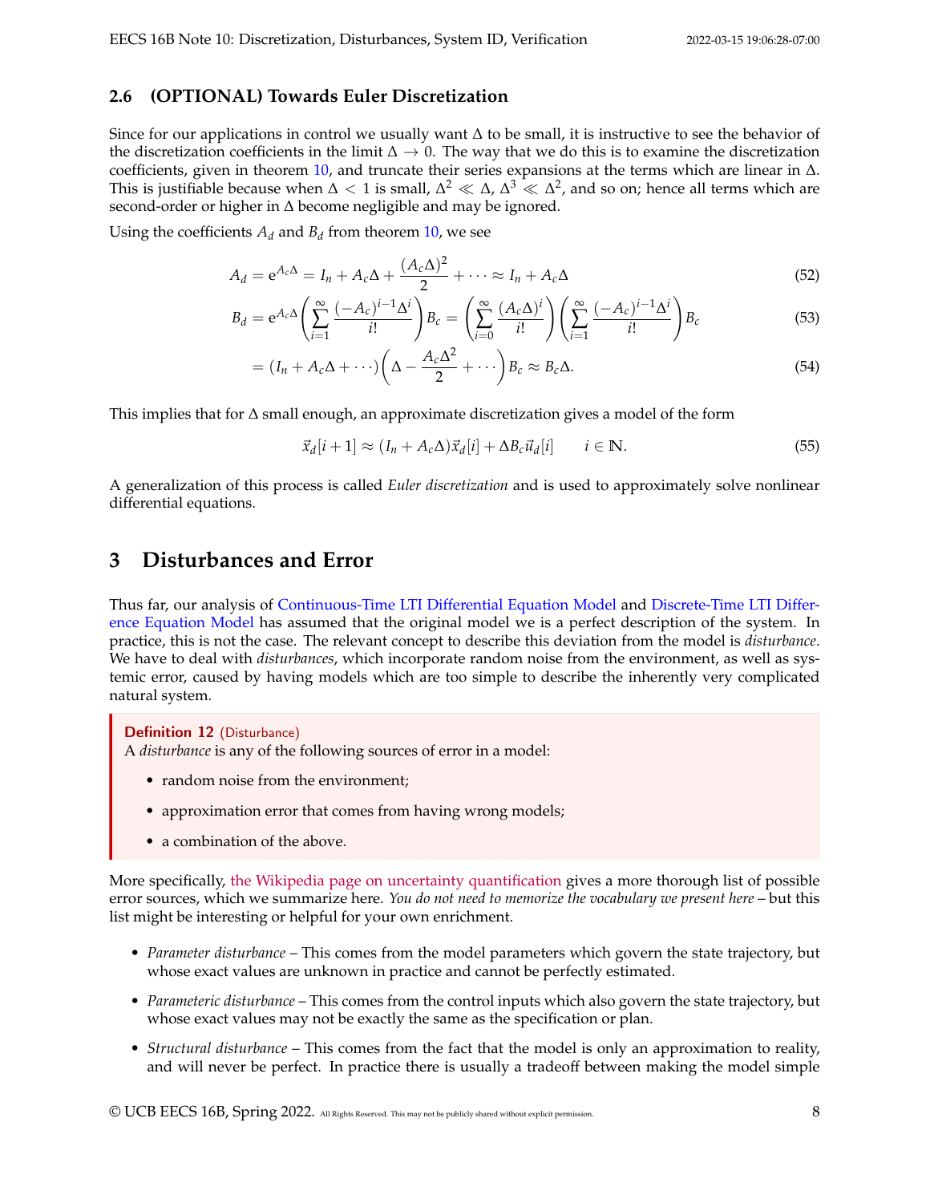### 2.6 (OPTIONAL) Towards Euler Discretization

Since for our applications in control we usually want $\Delta$ to be small, it is instructive to see the behavior of the discretization coefficients in the limit $\Delta \to 0$. The way that we do this is to examine the discretization coefficients, given in theorem 10, and truncate their series expansions at the terms which are linear in $\Delta$. This is justifiable because when $\Delta < 1$ is small, $\Delta^2 \ll \Delta$, $\Delta^3 \ll \Delta^2$, and so on; hence all terms which are second-order or higher in $\Delta$ become negligible and may be ignored.

Using the coefficients $A_d$ and $B_d$ from theorem 10, we see

$$A_d = e^{A_c \Delta} = I_n + A_c \Delta + \frac{(A_c \Delta)^2}{2} + \cdots \approx I_n + A_c \Delta \tag{52}$$

$$B_d = e^{A_c \Delta} \left( \sum_{i=1}^{\infty} \frac{(-A_c)^{i-1} \Delta^i}{i!} \right) B_c = \left( \sum_{i=0}^{\infty} \frac{(A_c \Delta)^i}{i!} \right) \left( \sum_{i=1}^{\infty} \frac{(-A_c)^{i-1} \Delta^i}{i!} \right) B_c \tag{53}$$

$$= (I_n + A_c \Delta + \cdots) \left( \Delta - \frac{A_c \Delta^2}{2} + \cdots \right) B_c \approx B_c \Delta. \tag{54}$$

This implies that for $\Delta$ small enough, an approximate discretization gives a model of the form

$$\vec{x}_d[i+1] \approx (I_n + A_c \Delta) \vec{x}_d[i] + \Delta B_c \vec{u}_d[i] \qquad i \in \mathbb{N}. \tag{55}$$

A generalization of this process is called *Euler discretization* and is used to approximately solve nonlinear differential equations.

## 3 Disturbances and Error

Thus far, our analysis of Continuous-Time LTI Differential Equation Model and Discrete-Time LTI Difference Equation Model has assumed that the original model we is a perfect description of the system. In practice, this is not the case. The relevant concept to describe this deviation from the model is *disturbance*. We have to deal with *disturbances*, which incorporate random noise from the environment, as well as systemic error, caused by having models which are too simple to describe the inherently very complicated natural system.

> **Definition 12** (Disturbance)
> A *disturbance* is any of the following sources of error in a model:
>
> - random noise from the environment;
> - approximation error that comes from having wrong models;
> - a combination of the above.

More specifically, the Wikipedia page on uncertainty quantification gives a more thorough list of possible error sources, which we summarize here. *You do not need to memorize the vocabulary we present here* – but this list might be interesting or helpful for your own enrichment.

- *Parameter disturbance* – This comes from the model parameters which govern the state trajectory, but whose exact values are unknown in practice and cannot be perfectly estimated.
- *Parameteric disturbance* – This comes from the control inputs which also govern the state trajectory, but whose exact values may not be exactly the same as the specification or plan.
- *Structural disturbance* – This comes from the fact that the model is only an approximation to reality, and will never be perfect. In practice there is usually a tradeoff between making the model simple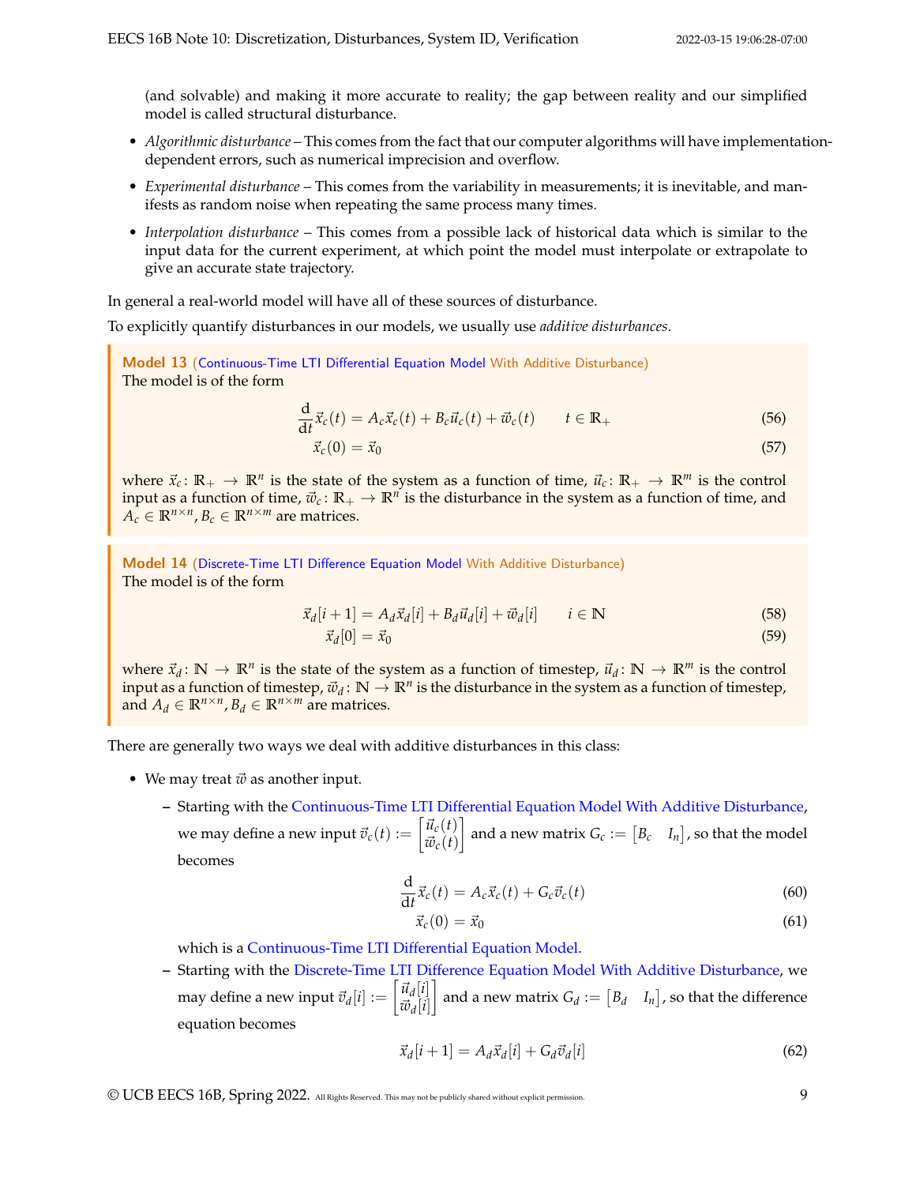(and solvable) and making it more accurate to reality; the gap between reality and our simplified model is called structural disturbance.

- *Algorithmic disturbance* – This comes from the fact that our computer algorithms will have implementation-dependent errors, such as numerical imprecision and overflow.
- *Experimental disturbance* – This comes from the variability in measurements; it is inevitable, and manifests as random noise when repeating the same process many times.
- *Interpolation disturbance* – This comes from a possible lack of historical data which is similar to the input data for the current experiment, at which point the model must interpolate or extrapolate to give an accurate state trajectory.

In general a real-world model will have all of these sources of disturbance.

To explicitly quantify disturbances in our models, we usually use *additive disturbances*.

> **Model 13** (Continuous-Time LTI Differential Equation Model With Additive Disturbance)
> The model is of the form
>
> $$\frac{\mathrm{d}}{\mathrm{d}t}\vec{x}_c(t) = A_c\vec{x}_c(t) + B_c\vec{u}_c(t) + \vec{w}_c(t) \qquad t \in \mathbb{R}_+ \tag{56}$$
>
> $$\vec{x}_c(0) = \vec{x}_0 \tag{57}$$
>
> where $\vec{x}_c \colon \mathbb{R}_+ \to \mathbb{R}^n$ is the state of the system as a function of time, $\vec{u}_c \colon \mathbb{R}_+ \to \mathbb{R}^m$ is the control input as a function of time, $\vec{w}_c \colon \mathbb{R}_+ \to \mathbb{R}^n$ is the disturbance in the system as a function of time, and $A_c \in \mathbb{R}^{n\times n}$, $B_c \in \mathbb{R}^{n\times m}$ are matrices.

> **Model 14** (Discrete-Time LTI Difference Equation Model With Additive Disturbance)
> The model is of the form
>
> $$\vec{x}_d[i+1] = A_d\vec{x}_d[i] + B_d\vec{u}_d[i] + \vec{w}_d[i] \qquad i \in \mathbb{N} \tag{58}$$
>
> $$\vec{x}_d[0] = \vec{x}_0 \tag{59}$$
>
> where $\vec{x}_d \colon \mathbb{N} \to \mathbb{R}^n$ is the state of the system as a function of timestep, $\vec{u}_d \colon \mathbb{N} \to \mathbb{R}^m$ is the control input as a function of timestep, $\vec{w}_d \colon \mathbb{N} \to \mathbb{R}^n$ is the disturbance in the system as a function of timestep, and $A_d \in \mathbb{R}^{n\times n}$, $B_d \in \mathbb{R}^{n\times m}$ are matrices.

There are generally two ways we deal with additive disturbances in this class:

- We may treat $\vec{w}$ as another input.
  - Starting with the Continuous-Time LTI Differential Equation Model With Additive Disturbance, we may define a new input $\vec{v}_c(t) := \begin{bmatrix} \vec{u}_c(t) \\ \vec{w}_c(t) \end{bmatrix}$ and a new matrix $G_c := \begin{bmatrix} B_c & I_n \end{bmatrix}$, so that the model becomes

    $$\frac{\mathrm{d}}{\mathrm{d}t}\vec{x}_c(t) = A_c\vec{x}_c(t) + G_c\vec{v}_c(t) \tag{60}$$

    $$\vec{x}_c(0) = \vec{x}_0 \tag{61}$$

    which is a Continuous-Time LTI Differential Equation Model.
  - Starting with the Discrete-Time LTI Difference Equation Model With Additive Disturbance, we may define a new input $\vec{v}_d[i] := \begin{bmatrix} \vec{u}_d[i] \\ \vec{w}_d[i] \end{bmatrix}$ and a new matrix $G_d := \begin{bmatrix} B_d & I_n \end{bmatrix}$, so that the difference equation becomes

    $$\vec{x}_d[i+1] = A_d\vec{x}_d[i] + G_d\vec{v}_d[i] \tag{62}$$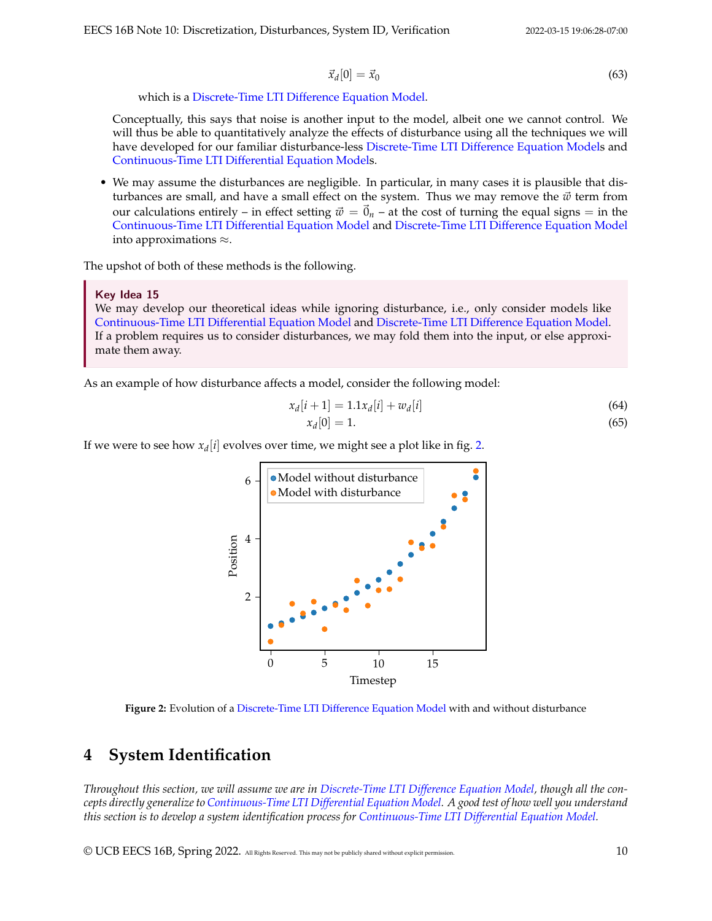$$\vec{x}_d[0] = \vec{x}_0 \tag{63}$$

which is a Discrete-Time LTI Difference Equation Model.

Conceptually, this says that noise is another input to the model, albeit one we cannot control. We will thus be able to quantitatively analyze the effects of disturbance using all the techniques we will have developed for our familiar disturbance-less Discrete-Time LTI Difference Equation Models and Continuous-Time LTI Differential Equation Models.

- We may assume the disturbances are negligible. In particular, in many cases it is plausible that disturbances are small, and have a small effect on the system. Thus we may remove the $\vec{w}$ term from our calculations entirely – in effect setting $\vec{w} = \vec{0}_n$ – at the cost of turning the equal signs $=$ in the Continuous-Time LTI Differential Equation Model and Discrete-Time LTI Difference Equation Model into approximations $\approx$.

The upshot of both of these methods is the following.

**Key Idea 15**

We may develop our theoretical ideas while ignoring disturbance, i.e., only consider models like Continuous-Time LTI Differential Equation Model and Discrete-Time LTI Difference Equation Model. If a problem requires us to consider disturbances, we may fold them into the input, or else approximate them away.

As an example of how disturbance affects a model, consider the following model:

$$x_d[i+1] = 1.1x_d[i] + w_d[i] \tag{64}$$

$$x_d[0] = 1. \tag{65}$$

If we were to see how $x_d[i]$ evolves over time, we might see a plot like in fig. 2.

**Figure 2:** Evolution of a Discrete-Time LTI Difference Equation Model with and without disturbance

## 4 System Identification

*Throughout this section, we will assume we are in Discrete-Time LTI Difference Equation Model, though all the concepts directly generalize to Continuous-Time LTI Differential Equation Model. A good test of how well you understand this section is to develop a system identification process for Continuous-Time LTI Differential Equation Model.*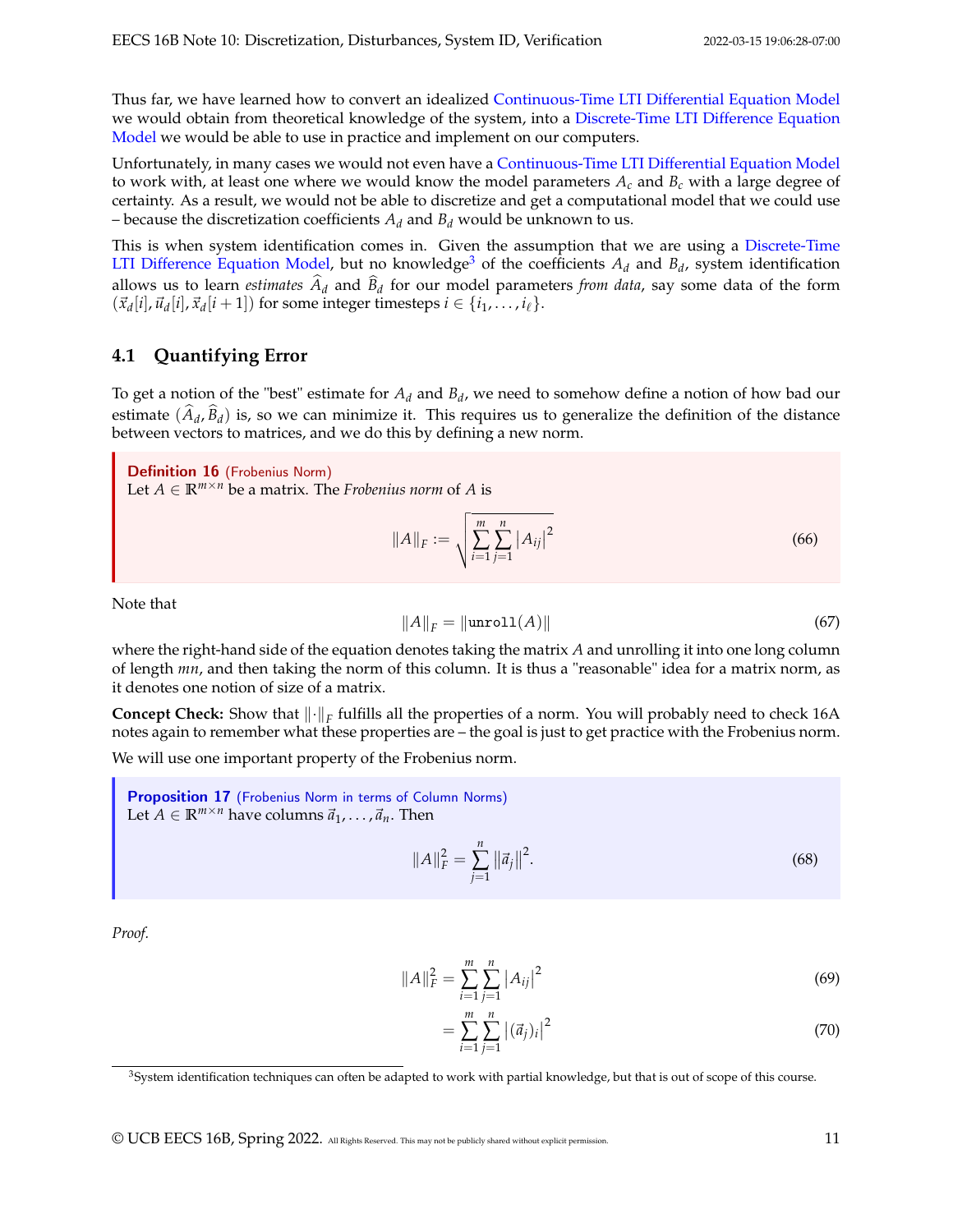Thus far, we have learned how to convert an idealized Continuous-Time LTI Differential Equation Model we would obtain from theoretical knowledge of the system, into a Discrete-Time LTI Difference Equation Model we would be able to use in practice and implement on our computers.

Unfortunately, in many cases we would not even have a Continuous-Time LTI Differential Equation Model to work with, at least one where we would know the model parameters $A_c$ and $B_c$ with a large degree of certainty. As a result, we would not be able to discretize and get a computational model that we could use – because the discretization coefficients $A_d$ and $B_d$ would be unknown to us.

This is when system identification comes in. Given the assumption that we are using a Discrete-Time LTI Difference Equation Model, but no knowledge[3] of the coefficients $A_d$ and $B_d$, system identification allows us to learn *estimates* $\widehat{A}_d$ and $\widehat{B}_d$ for our model parameters *from data*, say some data of the form $(\vec{x}_d[i], \vec{u}_d[i], \vec{x}_d[i+1])$ for some integer timesteps $i \in \{i_1, \ldots, i_\ell\}$.

## 4.1 Quantifying Error

To get a notion of the "best" estimate for $A_d$ and $B_d$, we need to somehow define a notion of how bad our estimate $(\widehat{A}_d, \widehat{B}_d)$ is, so we can minimize it. This requires us to generalize the definition of the distance between vectors to matrices, and we do this by defining a new norm.

**Definition 16** (Frobenius Norm)
Let $A \in \mathbb{R}^{m \times n}$ be a matrix. The *Frobenius norm* of $A$ is

$$\|A\|_F := \sqrt{\sum_{i=1}^{m} \sum_{j=1}^{n} |A_{ij}|^2} \tag{66}$$

Note that

$$\|A\|_F = \|\texttt{unroll}(A)\| \tag{67}$$

where the right-hand side of the equation denotes taking the matrix $A$ and unrolling it into one long column of length $mn$, and then taking the norm of this column. It is thus a "reasonable" idea for a matrix norm, as it denotes one notion of size of a matrix.

**Concept Check:** Show that $\|\cdot\|_F$ fulfills all the properties of a norm. You will probably need to check 16A notes again to remember what these properties are – the goal is just to get practice with the Frobenius norm.

We will use one important property of the Frobenius norm.

**Proposition 17** (Frobenius Norm in terms of Column Norms)
Let $A \in \mathbb{R}^{m \times n}$ have columns $\vec{a}_1, \ldots, \vec{a}_n$. Then

$$\|A\|_F^2 = \sum_{j=1}^{n} \|\vec{a}_j\|^2. \tag{68}$$

*Proof.*

$$\|A\|_F^2 = \sum_{i=1}^{m} \sum_{j=1}^{n} |A_{ij}|^2 \tag{69}$$

$$= \sum_{i=1}^{m} \sum_{j=1}^{n} |(\vec{a}_j)_i|^2 \tag{70}$$

[3] System identification techniques can often be adapted to work with partial knowledge, but that is out of scope of this course.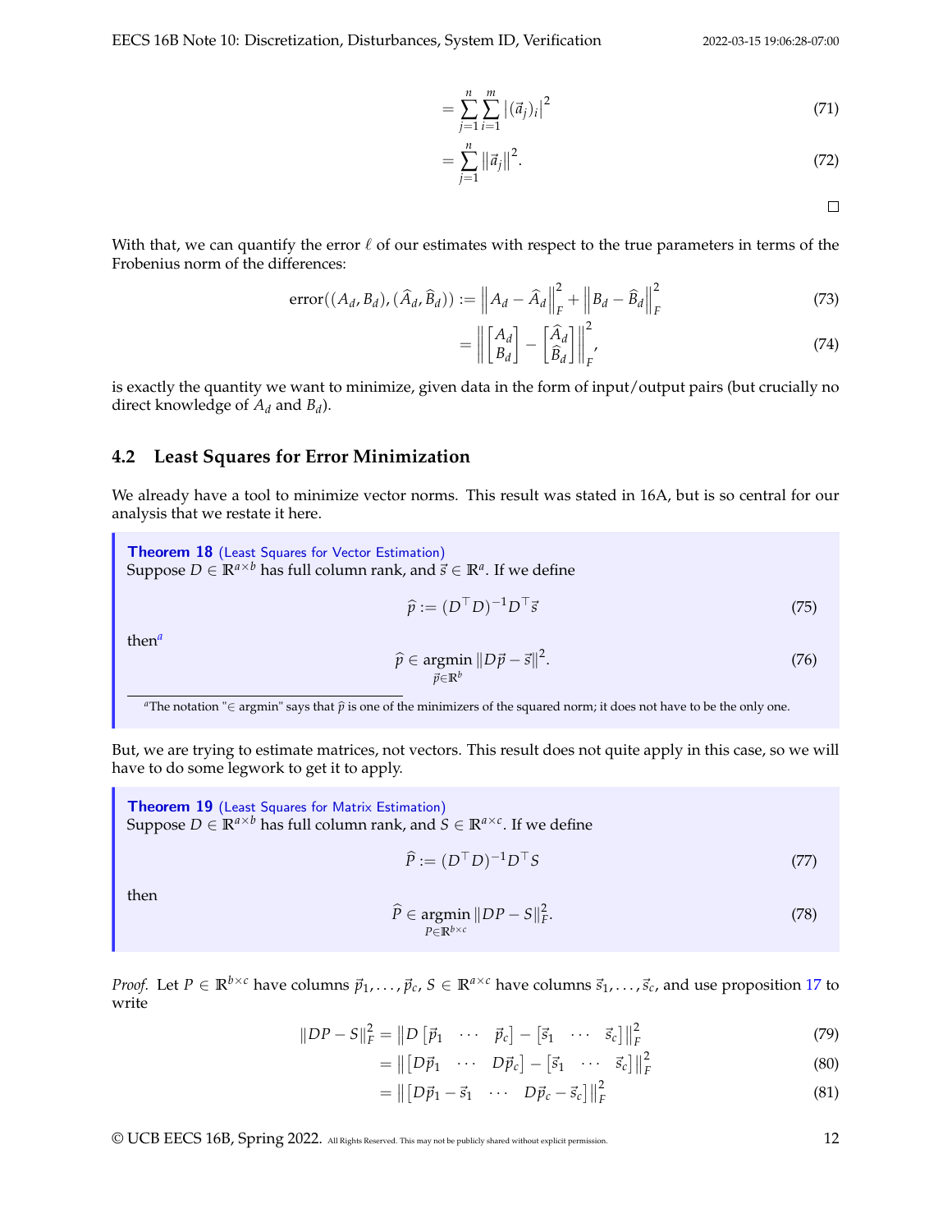$$= \sum_{j=1}^{n} \sum_{i=1}^{m} \left|(\vec{a}_j)_i\right|^2 \tag{71}$$

$$= \sum_{j=1}^{n} \left\|\vec{a}_j\right\|^2. \tag{72}$$

□

With that, we can quantify the error $\ell$ of our estimates with respect to the true parameters in terms of the Frobenius norm of the differences:

$$\text{error}((A_d, B_d), (\widehat{A}_d, \widehat{B}_d)) := \left\|A_d - \widehat{A}_d\right\|_F^2 + \left\|B_d - \widehat{B}_d\right\|_F^2 \tag{73}$$

$$= \left\|\begin{bmatrix} A_d \\ B_d \end{bmatrix} - \begin{bmatrix} \widehat{A}_d \\ \widehat{B}_d \end{bmatrix}\right\|_F^2, \tag{74}$$

is exactly the quantity we want to minimize, given data in the form of input/output pairs (but crucially no direct knowledge of $A_d$ and $B_d$).

## 4.2 Least Squares for Error Minimization

We already have a tool to minimize vector norms. This result was stated in 16A, but is so central for our analysis that we restate it here.

> **Theorem 18** (Least Squares for Vector Estimation)
> Suppose $D \in \mathbb{R}^{a \times b}$ has full column rank, and $\vec{s} \in \mathbb{R}^a$. If we define
>
> $$\widehat{p} := (D^\top D)^{-1} D^\top \vec{s} \tag{75}$$
>
> then[a]
>
> $$\widehat{p} \in \underset{\vec{p} \in \mathbb{R}^b}{\text{argmin}} \left\|D\vec{p} - \vec{s}\right\|^2. \tag{76}$$
>
> [a] The notation "∈ argmin" says that $\widehat{p}$ is one of the minimizers of the squared norm; it does not have to be the only one.

But, we are trying to estimate matrices, not vectors. This result does not quite apply in this case, so we will have to do some legwork to get it to apply.

> **Theorem 19** (Least Squares for Matrix Estimation)
> Suppose $D \in \mathbb{R}^{a \times b}$ has full column rank, and $S \in \mathbb{R}^{a \times c}$. If we define
>
> $$\widehat{P} := (D^\top D)^{-1} D^\top S \tag{77}$$
>
> then
>
> $$\widehat{P} \in \underset{P \in \mathbb{R}^{b \times c}}{\text{argmin}} \left\|DP - S\right\|_F^2. \tag{78}$$

*Proof.* Let $P \in \mathbb{R}^{b \times c}$ have columns $\vec{p}_1, \ldots, \vec{p}_c$, $S \in \mathbb{R}^{a \times c}$ have columns $\vec{s}_1, \ldots, \vec{s}_c$, and use proposition 17 to write

$$\left\|DP - S\right\|_F^2 = \left\|D\begin{bmatrix}\vec{p}_1 & \cdots & \vec{p}_c\end{bmatrix} - \begin{bmatrix}\vec{s}_1 & \cdots & \vec{s}_c\end{bmatrix}\right\|_F^2 \tag{79}$$

$$= \left\|\begin{bmatrix}D\vec{p}_1 & \cdots & D\vec{p}_c\end{bmatrix} - \begin{bmatrix}\vec{s}_1 & \cdots & \vec{s}_c\end{bmatrix}\right\|_F^2 \tag{80}$$

$$= \left\|\begin{bmatrix}D\vec{p}_1 - \vec{s}_1 & \cdots & D\vec{p}_c - \vec{s}_c\end{bmatrix}\right\|_F^2 \tag{81}$$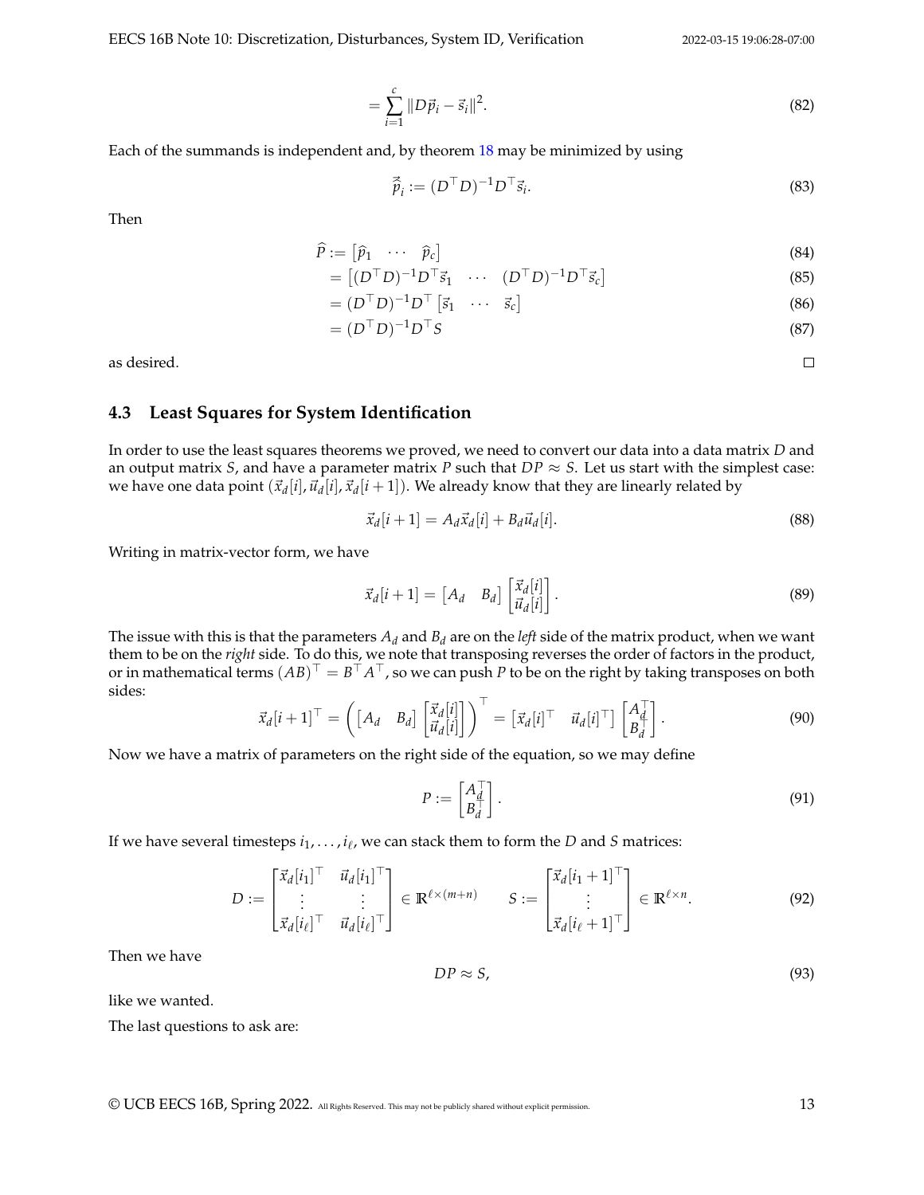$$= \sum_{i=1}^{c} \|D\vec{p}_i - \vec{s}_i\|^2. \tag{82}$$

Each of the summands is independent and, by theorem 18 may be minimized by using

$$\hat{\vec{p}}_i := (D^\top D)^{-1} D^\top \vec{s}_i. \tag{83}$$

Then

$$\widehat{P} := \begin{bmatrix} \widehat{p}_1 & \cdots & \widehat{p}_c \end{bmatrix} \tag{84}$$

$$= \begin{bmatrix} (D^\top D)^{-1} D^\top \vec{s}_1 & \cdots & (D^\top D)^{-1} D^\top \vec{s}_c \end{bmatrix} \tag{85}$$

$$= (D^\top D)^{-1} D^\top \begin{bmatrix} \vec{s}_1 & \cdots & \vec{s}_c \end{bmatrix} \tag{86}$$

$$= (D^\top D)^{-1} D^\top S \tag{87}$$

as desired. □

## 4.3 Least Squares for System Identification

In order to use the least squares theorems we proved, we need to convert our data into a data matrix $D$ and an output matrix $S$, and have a parameter matrix $P$ such that $DP \approx S$. Let us start with the simplest case: we have one data point $(\vec{x}_d[i], \vec{u}_d[i], \vec{x}_d[i+1])$. We already know that they are linearly related by

$$\vec{x}_d[i+1] = A_d \vec{x}_d[i] + B_d \vec{u}_d[i]. \tag{88}$$

Writing in matrix-vector form, we have

$$\vec{x}_d[i+1] = \begin{bmatrix} A_d & B_d \end{bmatrix} \begin{bmatrix} \vec{x}_d[i] \\ \vec{u}_d[i] \end{bmatrix}. \tag{89}$$

The issue with this is that the parameters $A_d$ and $B_d$ are on the *left* side of the matrix product, when we want them to be on the *right* side. To do this, we note that transposing reverses the order of factors in the product, or in mathematical terms $(AB)^\top = B^\top A^\top$, so we can push $P$ to be on the right by taking transposes on both sides:

$$\vec{x}_d[i+1]^\top = \left( \begin{bmatrix} A_d & B_d \end{bmatrix} \begin{bmatrix} \vec{x}_d[i] \\ \vec{u}_d[i] \end{bmatrix} \right)^\top = \begin{bmatrix} \vec{x}_d[i]^\top & \vec{u}_d[i]^\top \end{bmatrix} \begin{bmatrix} A_d^\top \\ B_d^\top \end{bmatrix}. \tag{90}$$

Now we have a matrix of parameters on the right side of the equation, so we may define

$$P := \begin{bmatrix} A_d^\top \\ B_d^\top \end{bmatrix}. \tag{91}$$

If we have several timesteps $i_1, \ldots, i_\ell$, we can stack them to form the $D$ and $S$ matrices:

$$D := \begin{bmatrix} \vec{x}_d[i_1]^\top & \vec{u}_d[i_1]^\top \\ \vdots & \vdots \\ \vec{x}_d[i_\ell]^\top & \vec{u}_d[i_\ell]^\top \end{bmatrix} \in \mathbb{R}^{\ell \times (m+n)} \qquad S := \begin{bmatrix} \vec{x}_d[i_1+1]^\top \\ \vdots \\ \vec{x}_d[i_\ell+1]^\top \end{bmatrix} \in \mathbb{R}^{\ell \times n}. \tag{92}$$

Then we have

$$DP \approx S, \tag{93}$$

like we wanted.

The last questions to ask are: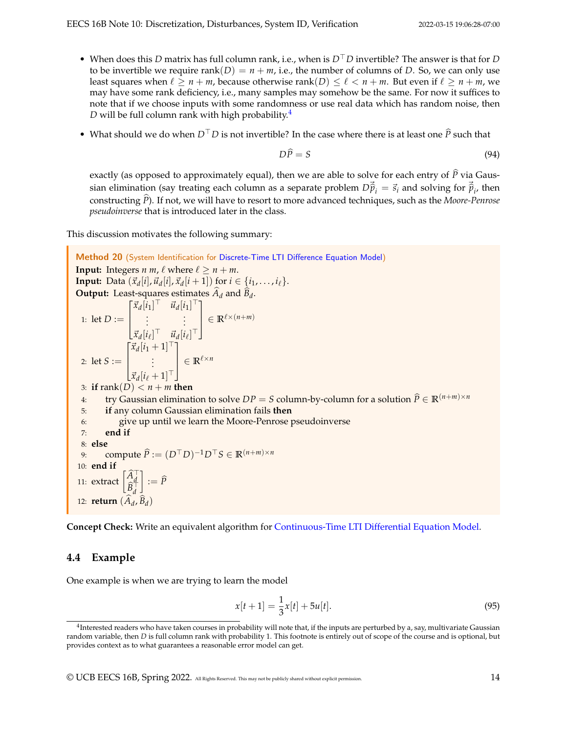- When does this $D$ matrix has full column rank, i.e., when is $D^\top D$ invertible? The answer is that for $D$ to be invertible we require $\text{rank}(D) = n + m$, i.e., the number of columns of $D$. So, we can only use least squares when $\ell \geq n + m$, because otherwise $\text{rank}(D) \leq \ell < n + m$. But even if $\ell \geq n + m$, we may have some rank deficiency, i.e., many samples may somehow be the same. For now it suffices to note that if we choose inputs with some randomness or use real data which has random noise, then $D$ will be full column rank with high probability.[4]

- What should we do when $D^\top D$ is not invertible? In the case where there is at least one $\widehat{P}$ such that

$$D\widehat{P} = S \tag{94}$$

exactly (as opposed to approximately equal), then we are able to solve for each entry of $\widehat{P}$ via Gaussian elimination (say treating each column as a separate problem $D\vec{\widehat{p}}_i = \vec{s}_i$ and solving for $\vec{\widehat{p}}_i$, then constructing $\widehat{P}$). If not, we will have to resort to more advanced techniques, such as the *Moore-Penrose pseudoinverse* that is introduced later in the class.

This discussion motivates the following summary:

**Method 20** (System Identification for Discrete-Time LTI Difference Equation Model)

**Input:** Integers $n$ $m$, $\ell$ where $\ell \geq n + m$.
**Input:** Data $(\vec{x}_d[i], \vec{u}_d[i], \vec{x}_d[i+1])$ for $i \in \{i_1, \ldots, i_\ell\}$.
**Output:** Least-squares estimates $\widehat{A}_d$ and $\widehat{B}_d$.

1: let $D := \begin{bmatrix} \vec{x}_d[i_1]^\top & \vec{u}_d[i_1]^\top \\ \vdots & \vdots \\ \vec{x}_d[i_\ell]^\top & \vec{u}_d[i_\ell]^\top \end{bmatrix} \in \mathbb{R}^{\ell \times (n+m)}$

2: let $S := \begin{bmatrix} \vec{x}_d[i_1+1]^\top \\ \vdots \\ \vec{x}_d[i_\ell+1]^\top \end{bmatrix} \in \mathbb{R}^{\ell \times n}$

3: **if** $\text{rank}(D) < n + m$ **then**
4: &nbsp;&nbsp;&nbsp;&nbsp;try Gaussian elimination to solve $DP = S$ column-by-column for a solution $\widehat{P} \in \mathbb{R}^{(n+m)\times n}$
5: &nbsp;&nbsp;&nbsp;&nbsp;**if** any column Gaussian elimination fails **then**
6: &nbsp;&nbsp;&nbsp;&nbsp;&nbsp;&nbsp;&nbsp;&nbsp;give up until we learn the Moore-Penrose pseudoinverse
7: &nbsp;&nbsp;&nbsp;&nbsp;**end if**
8: **else**
9: &nbsp;&nbsp;&nbsp;&nbsp;compute $\widehat{P} := (D^\top D)^{-1} D^\top S \in \mathbb{R}^{(n+m)\times n}$
10: **end if**
11: extract $\begin{bmatrix} \widehat{A}_d^\top \\ \widehat{B}_d^\top \end{bmatrix} := \widehat{P}$
12: **return** $(\widehat{A}_d, \widehat{B}_d)$

**Concept Check:** Write an equivalent algorithm for Continuous-Time LTI Differential Equation Model.

### 4.4 Example

One example is when we are trying to learn the model

$$x[t+1] = \frac{1}{3}x[t] + 5u[t]. \tag{95}$$

[4] Interested readers who have taken courses in probability will note that, if the inputs are perturbed by a, say, multivariate Gaussian random variable, then $D$ is full column rank with probability 1. This footnote is entirely out of scope of the course and is optional, but provides context as to what guarantees a reasonable error model can get.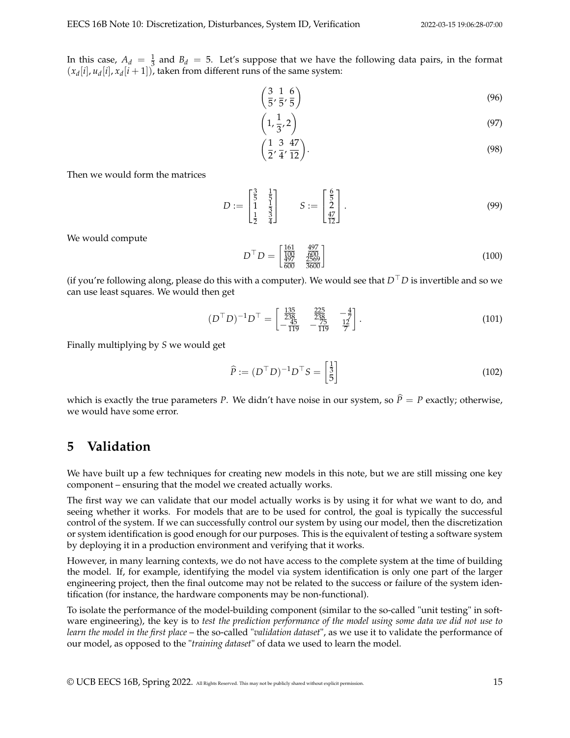In this case, $A_d = \frac{1}{3}$ and $B_d = 5$. Let's suppose that we have the following data pairs, in the format $(x_d[i], u_d[i], x_d[i+1])$, taken from different runs of the same system:

$$\left(\frac{3}{5}, \frac{1}{5}, \frac{6}{5}\right) \tag{96}$$

$$\left(1, \frac{1}{3}, 2\right) \tag{97}$$

$$\left(\frac{1}{2}, \frac{3}{4}, \frac{47}{12}\right). \tag{98}$$

Then we would form the matrices

$$D := \begin{bmatrix} \frac{3}{5} & \frac{1}{5} \\ 1 & \frac{1}{3} \\ \frac{1}{2} & \frac{3}{4} \end{bmatrix} \qquad S := \begin{bmatrix} \frac{6}{5} \\ 2 \\ \frac{47}{12} \end{bmatrix}. \tag{99}$$

We would compute

$$D^\top D = \begin{bmatrix} \frac{161}{100} & \frac{497}{600} \\ \frac{497}{600} & \frac{2569}{3600} \end{bmatrix} \tag{100}$$

(if you're following along, please do this with a computer). We would see that $D^\top D$ is invertible and so we can use least squares. We would then get

$$(D^\top D)^{-1} D^\top = \begin{bmatrix} \frac{135}{238} & \frac{225}{238} & -\frac{4}{7} \\ -\frac{45}{119} & -\frac{75}{119} & \frac{12}{7} \end{bmatrix}. \tag{101}$$

Finally multiplying by $S$ we would get

$$\widehat{P} := (D^\top D)^{-1} D^\top S = \begin{bmatrix} \frac{1}{3} \\ 5 \end{bmatrix} \tag{102}$$

which is exactly the true parameters $P$. We didn't have noise in our system, so $\widehat{P} = P$ exactly; otherwise, we would have some error.

## 5 Validation

We have built up a few techniques for creating new models in this note, but we are still missing one key component – ensuring that the model we created actually works.

The first way we can validate that our model actually works is by using it for what we want to do, and seeing whether it works. For models that are to be used for control, the goal is typically the successful control of the system. If we can successfully control our system by using our model, then the discretization or system identification is good enough for our purposes. This is the equivalent of testing a software system by deploying it in a production environment and verifying that it works.

However, in many learning contexts, we do not have access to the complete system at the time of building the model. If, for example, identifying the model via system identification is only one part of the larger engineering project, then the final outcome may not be related to the success or failure of the system identification (for instance, the hardware components may be non-functional).

To isolate the performance of the model-building component (similar to the so-called "unit testing" in software engineering), the key is to *test the prediction performance of the model using some data we did not use to learn the model in the first place* – the so-called "*validation dataset*", as we use it to validate the performance of our model, as opposed to the "*training dataset*" of data we used to learn the model.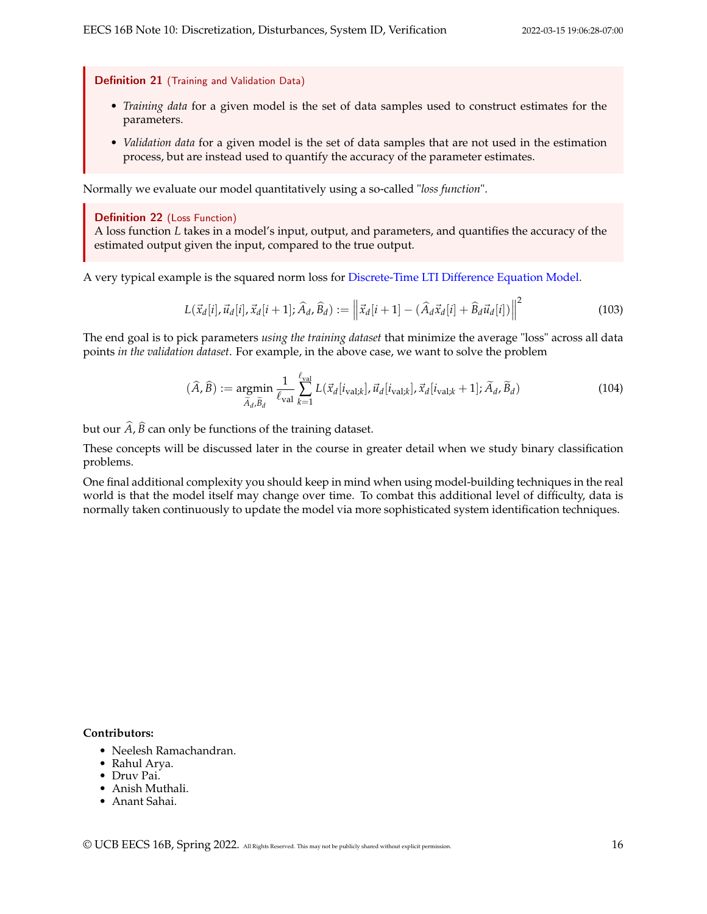**Definition 21** (Training and Validation Data)

- *Training data* for a given model is the set of data samples used to construct estimates for the parameters.
- *Validation data* for a given model is the set of data samples that are not used in the estimation process, but are instead used to quantify the accuracy of the parameter estimates.

Normally we evaluate our model quantitatively using a so-called "*loss function*".

**Definition 22** (Loss Function)
A loss function $L$ takes in a model's input, output, and parameters, and quantifies the accuracy of the estimated output given the input, compared to the true output.

A very typical example is the squared norm loss for Discrete-Time LTI Difference Equation Model.

$$L(\vec{x}_d[i], \vec{u}_d[i], \vec{x}_d[i+1]; \widehat{A}_d, \widehat{B}_d) := \left\| \vec{x}_d[i+1] - (\widehat{A}_d \vec{x}_d[i] + \widehat{B}_d \vec{u}_d[i]) \right\|^2 \tag{103}$$

The end goal is to pick parameters *using the training dataset* that minimize the average "loss" across all data points *in the validation dataset*. For example, in the above case, we want to solve the problem

$$(\widehat{A}, \widehat{B}) := \underset{\widetilde{A}_d, \widetilde{B}_d}{\operatorname{argmin}} \frac{1}{\ell_{\text{val}}} \sum_{k=1}^{\ell_{\text{val}}} L(\vec{x}_d[i_{\text{val};k}], \vec{u}_d[i_{\text{val};k}], \vec{x}_d[i_{\text{val};k} + 1]; \widetilde{A}_d, \widetilde{B}_d) \tag{104}$$

but our $\widehat{A}, \widehat{B}$ can only be functions of the training dataset.

These concepts will be discussed later in the course in greater detail when we study binary classification problems.

One final additional complexity you should keep in mind when using model-building techniques in the real world is that the model itself may change over time. To combat this additional level of difficulty, data is normally taken continuously to update the model via more sophisticated system identification techniques.

**Contributors:**

- Neelesh Ramachandran.
- Rahul Arya.
- Druv Pai.
- Anish Muthali.
- Anant Sahai.